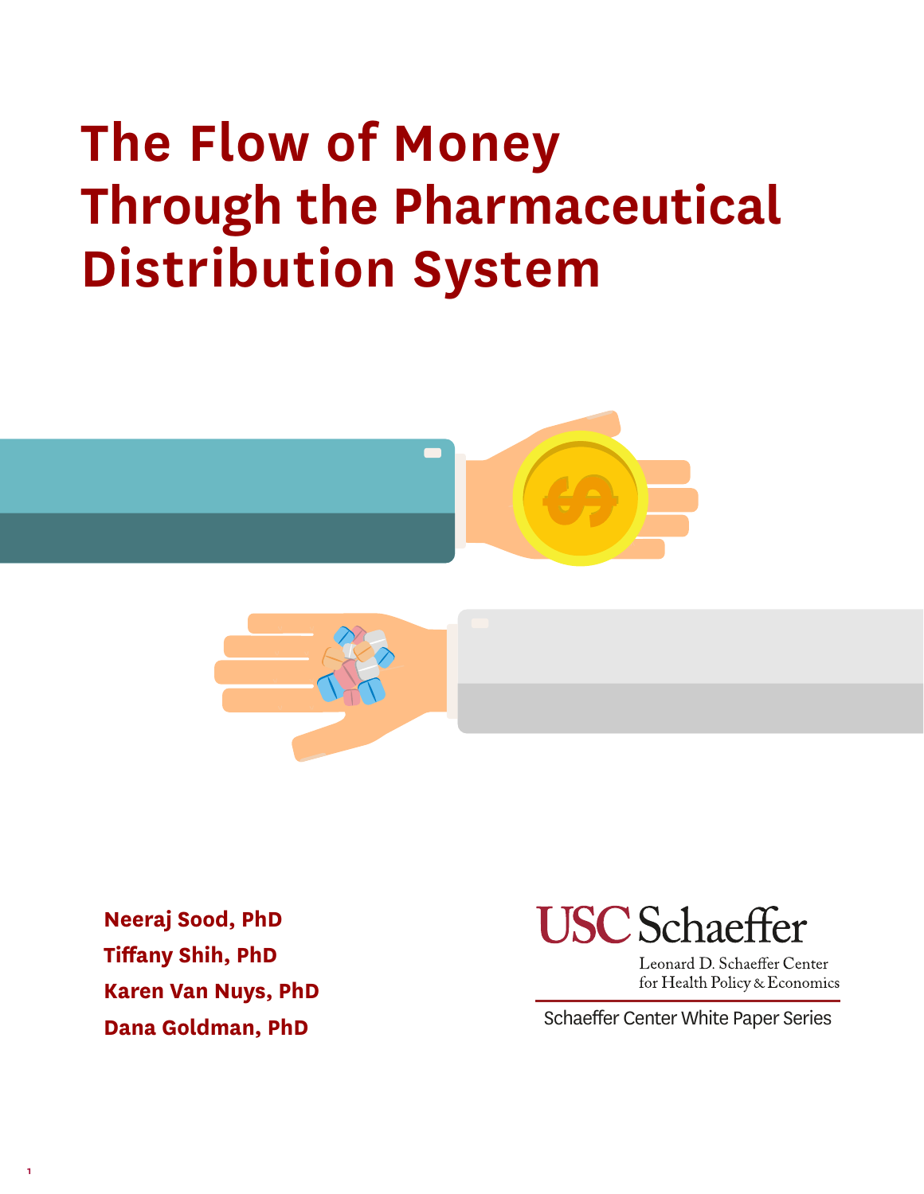# The Flow of Money Through the Pharmaceutical Distribution System

**Neeraj Sood, PhD**
**Tiffany Shih, PhD**
**Karen Van Nuys, PhD**
**Dana Goldman, PhD**

USC Schaeffer
Leonard D. Schaeffer Center for Health Policy & Economics

Schaeffer Center White Paper Series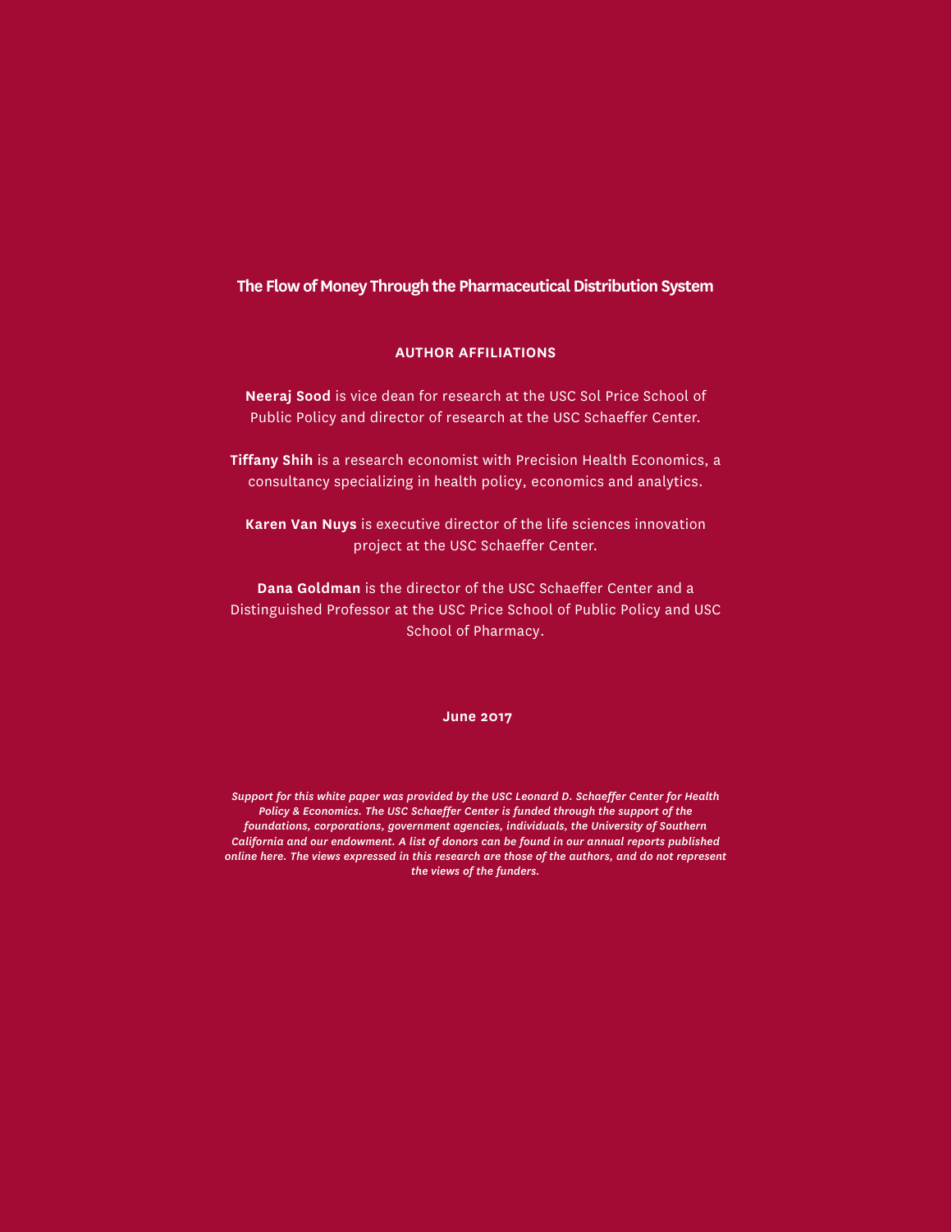# The Flow of Money Through the Pharmaceutical Distribution System

## AUTHOR AFFILIATIONS

**Neeraj Sood** is vice dean for research at the USC Sol Price School of Public Policy and director of research at the USC Schaeffer Center.

**Tiffany Shih** is a research economist with Precision Health Economics, a consultancy specializing in health policy, economics and analytics.

**Karen Van Nuys** is executive director of the life sciences innovation project at the USC Schaeffer Center.

**Dana Goldman** is the director of the USC Schaeffer Center and a Distinguished Professor at the USC Price School of Public Policy and USC School of Pharmacy.

**June 2017**

*Support for this white paper was provided by the USC Leonard D. Schaeffer Center for Health Policy & Economics. The USC Schaeffer Center is funded through the support of the foundations, corporations, government agencies, individuals, the University of Southern California and our endowment. A list of donors can be found in our annual reports published online here. The views expressed in this research are those of the authors, and do not represent the views of the funders.*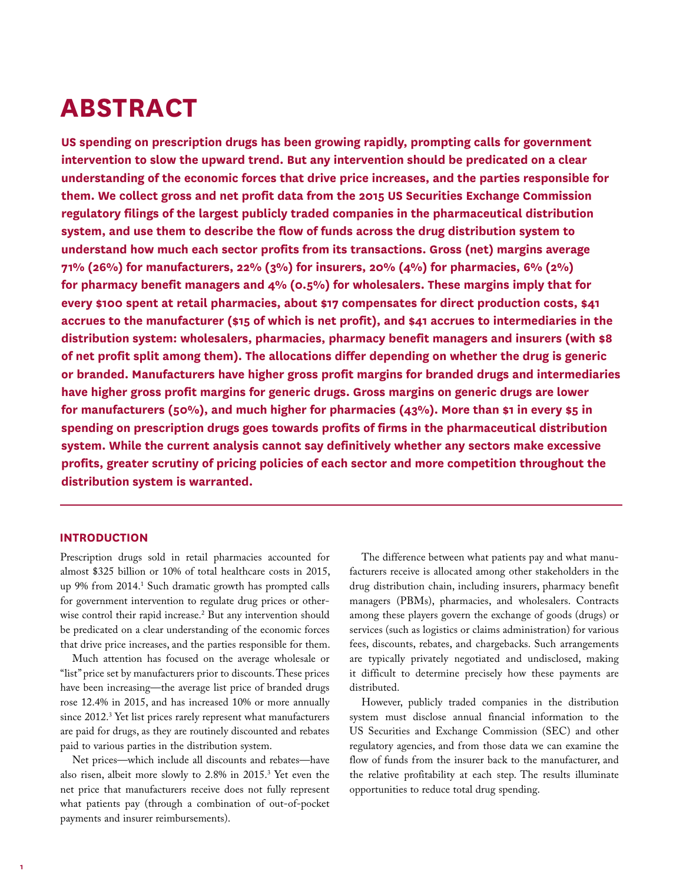# ABSTRACT

**US spending on prescription drugs has been growing rapidly, prompting calls for government intervention to slow the upward trend. But any intervention should be predicated on a clear understanding of the economic forces that drive price increases, and the parties responsible for them. We collect gross and net profit data from the 2015 US Securities Exchange Commission regulatory filings of the largest publicly traded companies in the pharmaceutical distribution system, and use them to describe the flow of funds across the drug distribution system to understand how much each sector profits from its transactions. Gross (net) margins average 71% (26%) for manufacturers, 22% (3%) for insurers, 20% (4%) for pharmacies, 6% (2%) for pharmacy benefit managers and 4% (0.5%) for wholesalers. These margins imply that for every $100 spent at retail pharmacies, about $17 compensates for direct production costs, $41 accrues to the manufacturer ($15 of which is net profit), and $41 accrues to intermediaries in the distribution system: wholesalers, pharmacies, pharmacy benefit managers and insurers (with $8 of net profit split among them). The allocations differ depending on whether the drug is generic or branded. Manufacturers have higher gross profit margins for branded drugs and intermediaries have higher gross profit margins for generic drugs. Gross margins on generic drugs are lower for manufacturers (50%), and much higher for pharmacies (43%). More than $1 in every $5 in spending on prescription drugs goes towards profits of firms in the pharmaceutical distribution system. While the current analysis cannot say definitively whether any sectors make excessive profits, greater scrutiny of pricing policies of each sector and more competition throughout the distribution system is warranted.**

## INTRODUCTION

Prescription drugs sold in retail pharmacies accounted for almost $325 billion or 10% of total healthcare costs in 2015, up 9% from 2014.[1] Such dramatic growth has prompted calls for government intervention to regulate drug prices or otherwise control their rapid increase.[2] But any intervention should be predicated on a clear understanding of the economic forces that drive price increases, and the parties responsible for them.

Much attention has focused on the average wholesale or "list" price set by manufacturers prior to discounts. These prices have been increasing—the average list price of branded drugs rose 12.4% in 2015, and has increased 10% or more annually since 2012.[3] Yet list prices rarely represent what manufacturers are paid for drugs, as they are routinely discounted and rebates paid to various parties in the distribution system.

Net prices—which include all discounts and rebates—have also risen, albeit more slowly to 2.8% in 2015.[3] Yet even the net price that manufacturers receive does not fully represent what patients pay (through a combination of out-of-pocket payments and insurer reimbursements).

The difference between what patients pay and what manufacturers receive is allocated among other stakeholders in the drug distribution chain, including insurers, pharmacy benefit managers (PBMs), pharmacies, and wholesalers. Contracts among these players govern the exchange of goods (drugs) or services (such as logistics or claims administration) for various fees, discounts, rebates, and chargebacks. Such arrangements are typically privately negotiated and undisclosed, making it difficult to determine precisely how these payments are distributed.

However, publicly traded companies in the distribution system must disclose annual financial information to the US Securities and Exchange Commission (SEC) and other regulatory agencies, and from those data we can examine the flow of funds from the insurer back to the manufacturer, and the relative profitability at each step. The results illuminate opportunities to reduce total drug spending.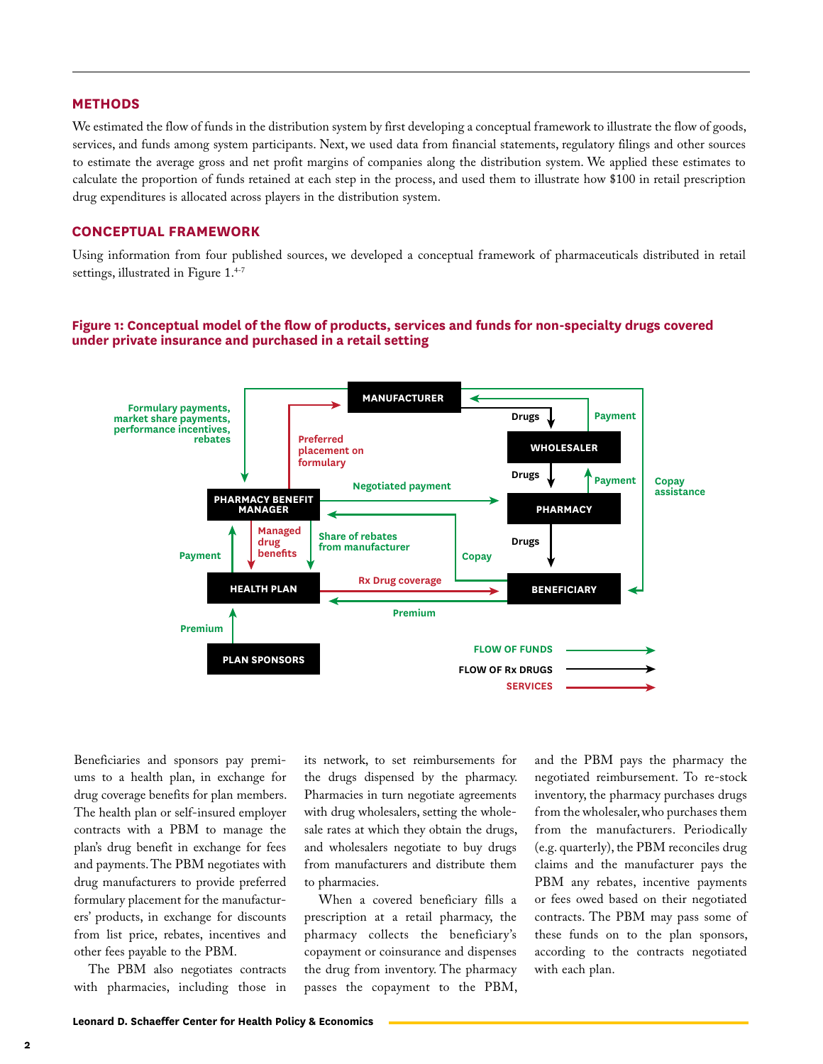## METHODS

We estimated the flow of funds in the distribution system by first developing a conceptual framework to illustrate the flow of goods, services, and funds among system participants. Next, we used data from financial statements, regulatory filings and other sources to estimate the average gross and net profit margins of companies along the distribution system. We applied these estimates to calculate the proportion of funds retained at each step in the process, and used them to illustrate how $100 in retail prescription drug expenditures is allocated across players in the distribution system.

## CONCEPTUAL FRAMEWORK

Using information from four published sources, we developed a conceptual framework of pharmaceuticals distributed in retail settings, illustrated in Figure 1.[4-7]

**Figure 1: Conceptual model of the flow of products, services and funds for non-specialty drugs covered under private insurance and purchased in a retail setting**

Beneficiaries and sponsors pay premiums to a health plan, in exchange for drug coverage benefits for plan members. The health plan or self-insured employer contracts with a PBM to manage the plan's drug benefit in exchange for fees and payments. The PBM negotiates with drug manufacturers to provide preferred formulary placement for the manufacturers' products, in exchange for discounts from list price, rebates, incentives and other fees payable to the PBM.

The PBM also negotiates contracts with pharmacies, including those in its network, to set reimbursements for the drugs dispensed by the pharmacy. Pharmacies in turn negotiate agreements with drug wholesalers, setting the wholesale rates at which they obtain the drugs, and wholesalers negotiate to buy drugs from manufacturers and distribute them to pharmacies.

When a covered beneficiary fills a prescription at a retail pharmacy, the pharmacy collects the beneficiary's copayment or coinsurance and dispenses the drug from inventory. The pharmacy passes the copayment to the PBM, and the PBM pays the pharmacy the negotiated reimbursement. To re-stock inventory, the pharmacy purchases drugs from the wholesaler, who purchases them from the manufacturers. Periodically (e.g. quarterly), the PBM reconciles drug claims and the manufacturer pays the PBM any rebates, incentive payments or fees owed based on their negotiated contracts. The PBM may pass some of these funds on to the plan sponsors, according to the contracts negotiated with each plan.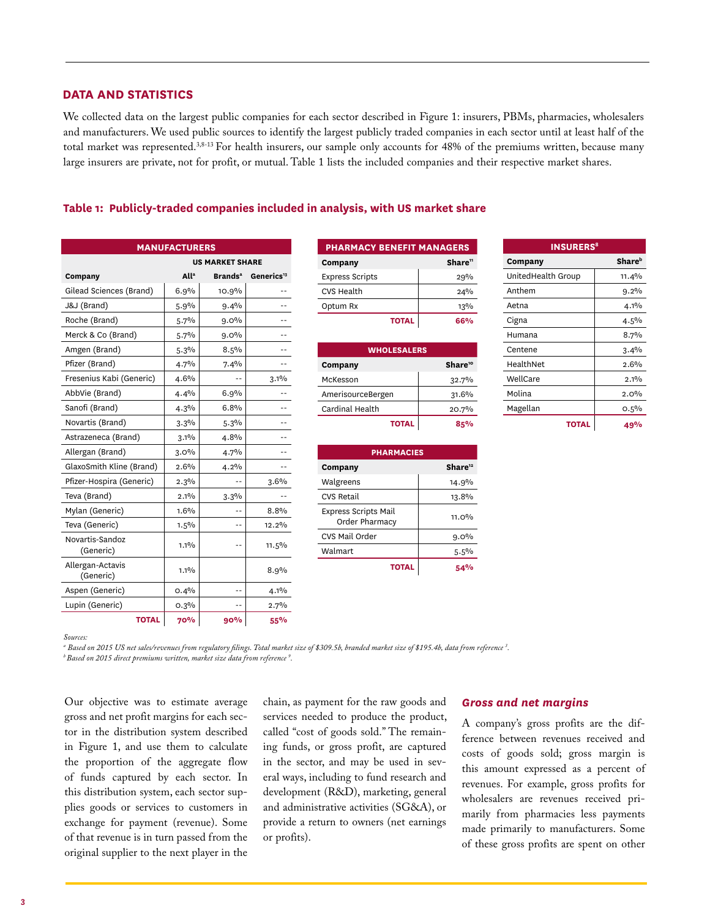## DATA AND STATISTICS

We collected data on the largest public companies for each sector described in Figure 1: insurers, PBMs, pharmacies, wholesalers and manufacturers. We used public sources to identify the largest publicly traded companies in each sector until at least half of the total market was represented.[3,8-13] For health insurers, our sample only accounts for 48% of the premiums written, because many large insurers are private, not for profit, or mutual. Table 1 lists the included companies and their respective market shares.

**Table 1: Publicly-traded companies included in analysis, with US market share**

| MANUFACTURERS | | | |
|---|---|---|---|
| | US MARKET SHARE | | |
| **Company** | **All[a]** | **Brands[a]** | **Generics[13]** |
| Gilead Sciences (Brand) | 6.9% | 10.9% | -- |
| J&J (Brand) | 5.9% | 9.4% | -- |
| Roche (Brand) | 5.7% | 9.0% | -- |
| Merck & Co (Brand) | 5.7% | 9.0% | -- |
| Amgen (Brand) | 5.3% | 8.5% | -- |
| Pfizer (Brand) | 4.7% | 7.4% | -- |
| Fresenius Kabi (Generic) | 4.6% | -- | 3.1% |
| AbbVie (Brand) | 4.4% | 6.9% | -- |
| Sanofi (Brand) | 4.3% | 6.8% | -- |
| Novartis (Brand) | 3.3% | 5.3% | -- |
| Astrazeneca (Brand) | 3.1% | 4.8% | -- |
| Allergan (Brand) | 3.0% | 4.7% | -- |
| GlaxoSmith Kline (Brand) | 2.6% | 4.2% | -- |
| Pfizer-Hospira (Generic) | 2.3% | -- | 3.6% |
| Teva (Brand) | 2.1% | 3.3% | -- |
| Mylan (Generic) | 1.6% | -- | 8.8% |
| Teva (Generic) | 1.5% | -- | 12.2% |
| Novartis-Sandoz (Generic) | 1.1% | -- | 11.5% |
| Allergan-Actavis (Generic) | 1.1% | | 8.9% |
| Aspen (Generic) | 0.4% | -- | 4.1% |
| Lupin (Generic) | 0.3% | -- | 2.7% |
| **TOTAL** | **70%** | **90%** | **55%** |

| PHARMACY BENEFIT MANAGERS | |
|---|---|
| **Company** | **Share[11]** |
| Express Scripts | 29% |
| CVS Health | 24% |
| Optum Rx | 13% |
| **TOTAL** | **66%** |

| WHOLESALERS | |
|---|---|
| **Company** | **Share[10]** |
| McKesson | 32.7% |
| AmerisourceBergen | 31.6% |
| Cardinal Health | 20.7% |
| **TOTAL** | **85%** |

| PHARMACIES | |
|---|---|
| **Company** | **Share[12]** |
| Walgreens | 14.9% |
| CVS Retail | 13.8% |
| Express Scripts Mail Order Pharmacy | 11.0% |
| CVS Mail Order | 9.0% |
| Walmart | 5.5% |
| **TOTAL** | **54%** |

| INSURERS[8] | |
|---|---|
| **Company** | **Share[b]** |
| UnitedHealth Group | 11.4% |
| Anthem | 9.2% |
| Aetna | 4.1% |
| Cigna | 4.5% |
| Humana | 8.7% |
| Centene | 3.4% |
| HealthNet | 2.6% |
| WellCare | 2.1% |
| Molina | 2.0% |
| Magellan | 0.5% |
| **TOTAL** | **49%** |

*Sources:*

*[a] Based on 2015 US net sales/revenues from regulatory filings. Total market size of $309.5b, branded market size of $195.4b, data from reference [3].*

*[b] Based on 2015 direct premiums written, market size data from reference [9].*

Our objective was to estimate average gross and net profit margins for each sector in the distribution system described in Figure 1, and use them to calculate the proportion of the aggregate flow of funds captured by each sector. In this distribution system, each sector supplies goods or services to customers in exchange for payment (revenue). Some of that revenue is in turn passed from the original supplier to the next player in the chain, as payment for the raw goods and services needed to produce the product, called "cost of goods sold." The remaining funds, or gross profit, are captured in the sector, and may be used in several ways, including to fund research and development (R&D), marketing, general and administrative activities (SG&A), or provide a return to owners (net earnings or profits).

### *Gross and net margins*

A company's gross profits are the difference between revenues received and costs of goods sold; gross margin is this amount expressed as a percent of revenues. For example, gross profits for wholesalers are revenues received primarily from pharmacies less payments made primarily to manufacturers. Some of these gross profits are spent on other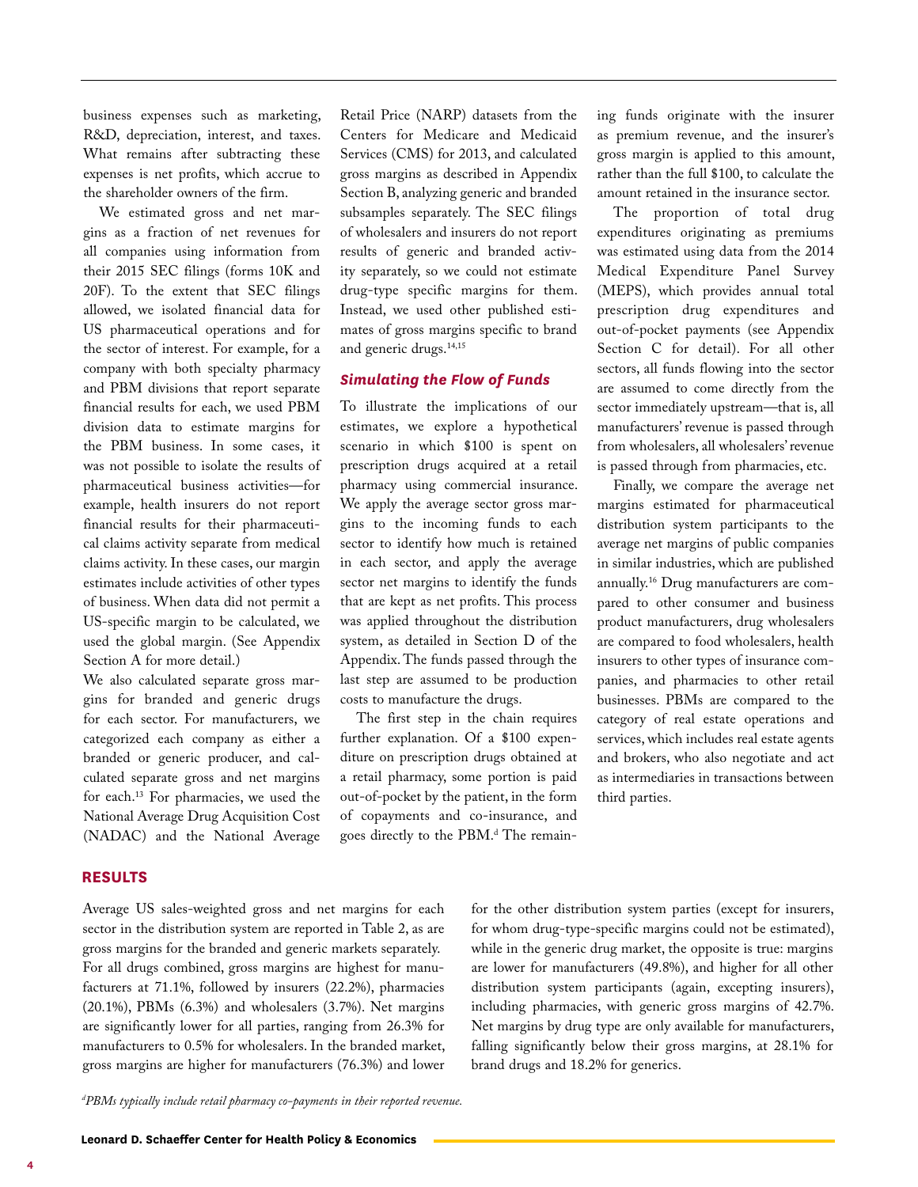business expenses such as marketing, R&D, depreciation, interest, and taxes. What remains after subtracting these expenses is net profits, which accrue to the shareholder owners of the firm.

We estimated gross and net margins as a fraction of net revenues for all companies using information from their 2015 SEC filings (forms 10K and 20F). To the extent that SEC filings allowed, we isolated financial data for US pharmaceutical operations and for the sector of interest. For example, for a company with both specialty pharmacy and PBM divisions that report separate financial results for each, we used PBM division data to estimate margins for the PBM business. In some cases, it was not possible to isolate the results of pharmaceutical business activities—for example, health insurers do not report financial results for their pharmaceutical claims activity separate from medical claims activity. In these cases, our margin estimates include activities of other types of business. When data did not permit a US-specific margin to be calculated, we used the global margin. (See Appendix Section A for more detail.)

We also calculated separate gross margins for branded and generic drugs for each sector. For manufacturers, we categorized each company as either a branded or generic producer, and calculated separate gross and net margins for each.[13] For pharmacies, we used the National Average Drug Acquisition Cost (NADAC) and the National Average Retail Price (NARP) datasets from the Centers for Medicare and Medicaid Services (CMS) for 2013, and calculated gross margins as described in Appendix Section B, analyzing generic and branded subsamples separately. The SEC filings of wholesalers and insurers do not report results of generic and branded activity separately, so we could not estimate drug-type specific margins for them. Instead, we used other published estimates of gross margins specific to brand and generic drugs.[14,15]

### *Simulating the Flow of Funds*

To illustrate the implications of our estimates, we explore a hypothetical scenario in which $100 is spent on prescription drugs acquired at a retail pharmacy using commercial insurance. We apply the average sector gross margins to the incoming funds to each sector to identify how much is retained in each sector, and apply the average sector net margins to identify the funds that are kept as net profits. This process was applied throughout the distribution system, as detailed in Section D of the Appendix. The funds passed through the last step are assumed to be production costs to manufacture the drugs.

The first step in the chain requires further explanation. Of a $100 expenditure on prescription drugs obtained at a retail pharmacy, some portion is paid out-of-pocket by the patient, in the form of copayments and co-insurance, and goes directly to the PBM.[d] The remaining funds originate with the insurer as premium revenue, and the insurer's gross margin is applied to this amount, rather than the full $100, to calculate the amount retained in the insurance sector.

The proportion of total drug expenditures originating as premiums was estimated using data from the 2014 Medical Expenditure Panel Survey (MEPS), which provides annual total prescription drug expenditures and out-of-pocket payments (see Appendix Section C for detail). For all other sectors, all funds flowing into the sector are assumed to come directly from the sector immediately upstream—that is, all manufacturers' revenue is passed through from wholesalers, all wholesalers' revenue is passed through from pharmacies, etc.

Finally, we compare the average net margins estimated for pharmaceutical distribution system participants to the average net margins of public companies in similar industries, which are published annually.[16] Drug manufacturers are compared to other consumer and business product manufacturers, drug wholesalers are compared to food wholesalers, health insurers to other types of insurance companies, and pharmacies to other retail businesses. PBMs are compared to the category of real estate operations and services, which includes real estate agents and brokers, who also negotiate and act as intermediaries in transactions between third parties.

## RESULTS

Average US sales-weighted gross and net margins for each sector in the distribution system are reported in Table 2, as are gross margins for the branded and generic markets separately. For all drugs combined, gross margins are highest for manufacturers at 71.1%, followed by insurers (22.2%), pharmacies (20.1%), PBMs (6.3%) and wholesalers (3.7%). Net margins are significantly lower for all parties, ranging from 26.3% for manufacturers to 0.5% for wholesalers. In the branded market, gross margins are higher for manufacturers (76.3%) and lower for the other distribution system parties (except for insurers, for whom drug-type-specific margins could not be estimated), while in the generic drug market, the opposite is true: margins are lower for manufacturers (49.8%), and higher for all other distribution system participants (again, excepting insurers), including pharmacies, with generic gross margins of 42.7%. Net margins by drug type are only available for manufacturers, falling significantly below their gross margins, at 28.1% for brand drugs and 18.2% for generics.

[d] *PBMs typically include retail pharmacy co-payments in their reported revenue.*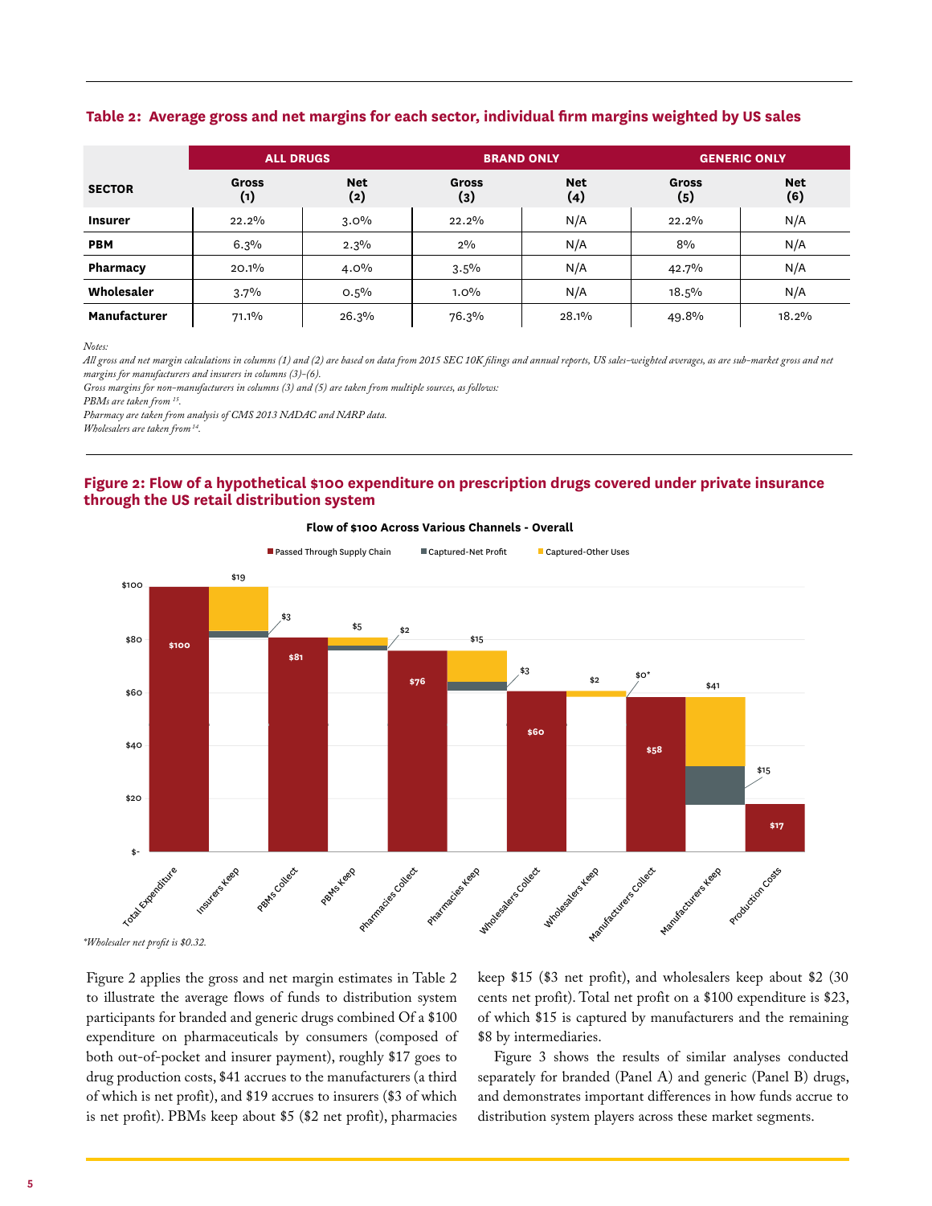**Table 2: Average gross and net margins for each sector, individual firm margins weighted by US sales**

| SECTOR | ALL DRUGS | | BRAND ONLY | | GENERIC ONLY | |
|---|---|---|---|---|---|---|
| | Gross (1) | Net (2) | Gross (3) | Net (4) | Gross (5) | Net (6) |
| **Insurer** | 22.2% | 3.0% | 22.2% | N/A | 22.2% | N/A |
| **PBM** | 6.3% | 2.3% | 2% | N/A | 8% | N/A |
| **Pharmacy** | 20.1% | 4.0% | 3.5% | N/A | 42.7% | N/A |
| **Wholesaler** | 3.7% | 0.5% | 1.0% | N/A | 18.5% | N/A |
| **Manufacturer** | 71.1% | 26.3% | 76.3% | 28.1% | 49.8% | 18.2% |

*Notes:*
*All gross and net margin calculations in columns (1) and (2) are based on data from 2015 SEC 10K filings and annual reports, US sales–weighted averages, as are sub-market gross and net margins for manufacturers and insurers in columns (3)-(6).*
*Gross margins for non-manufacturers in columns (3) and (5) are taken from multiple sources, as follows:*
*PBMs are taken from [15].*
*Pharmacy are taken from analysis of CMS 2013 NADAC and NARP data.*
*Wholesalers are taken from [14].*

**Figure 2: Flow of a hypothetical $100 expenditure on prescription drugs covered under private insurance through the US retail distribution system**

*Wholesaler net profit is $0.32.

Figure 2 applies the gross and net margin estimates in Table 2 to illustrate the average flows of funds to distribution system participants for branded and generic drugs combined Of a $100 expenditure on pharmaceuticals by consumers (composed of both out-of-pocket and insurer payment), roughly $17 goes to drug production costs, $41 accrues to the manufacturers (a third of which is net profit), and $19 accrues to insurers ($3 of which is net profit). PBMs keep about $5 ($2 net profit), pharmacies keep $15 ($3 net profit), and wholesalers keep about $2 (30 cents net profit). Total net profit on a $100 expenditure is $23, of which $15 is captured by manufacturers and the remaining $8 by intermediaries.

Figure 3 shows the results of similar analyses conducted separately for branded (Panel A) and generic (Panel B) drugs, and demonstrates important differences in how funds accrue to distribution system players across these market segments.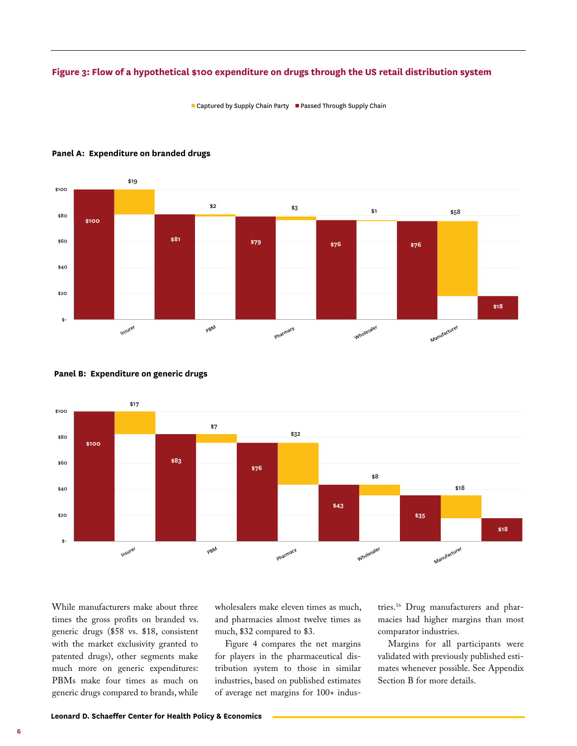**Figure 3: Flow of a hypothetical $100 expenditure on drugs through the US retail distribution system**

Captured by Supply Chain Party ■ Passed Through Supply Chain

**Panel A: Expenditure on branded drugs**

| | Passed Through Supply Chain | Captured by Supply Chain Party |
|---|---|---|
| Insurer | $100 | $19 |
| PBM | $81 | $2 |
| Pharmacy | $79 | $3 |
| Wholesaler | $76 | $1 |
| Manufacturer | $76 | $58 |
| (Remaining) | $18 | |

**Panel B: Expenditure on generic drugs**

| | Passed Through Supply Chain | Captured by Supply Chain Party |
|---|---|---|
| Insurer | $100 | $17 |
| PBM | $83 | $7 |
| Pharmacy | $76 | $32 |
| Wholesaler | $43 | $8 |
| Manufacturer | $35 | $18 |
| (Remaining) | $18 | |

While manufacturers make about three times the gross profits on branded vs. generic drugs ($58 vs. $18, consistent with the market exclusivity granted to patented drugs), other segments make much more on generic expenditures: PBMs make four times as much on generic drugs compared to brands, while wholesalers make eleven times as much, and pharmacies almost twelve times as much, $32 compared to $3.

Figure 4 compares the net margins for players in the pharmaceutical distribution system to those in similar industries, based on published estimates of average net margins for 100+ industries.[16] Drug manufacturers and pharmacies had higher margins than most comparator industries.

Margins for all participants were validated with previously published estimates whenever possible. See Appendix Section B for more details.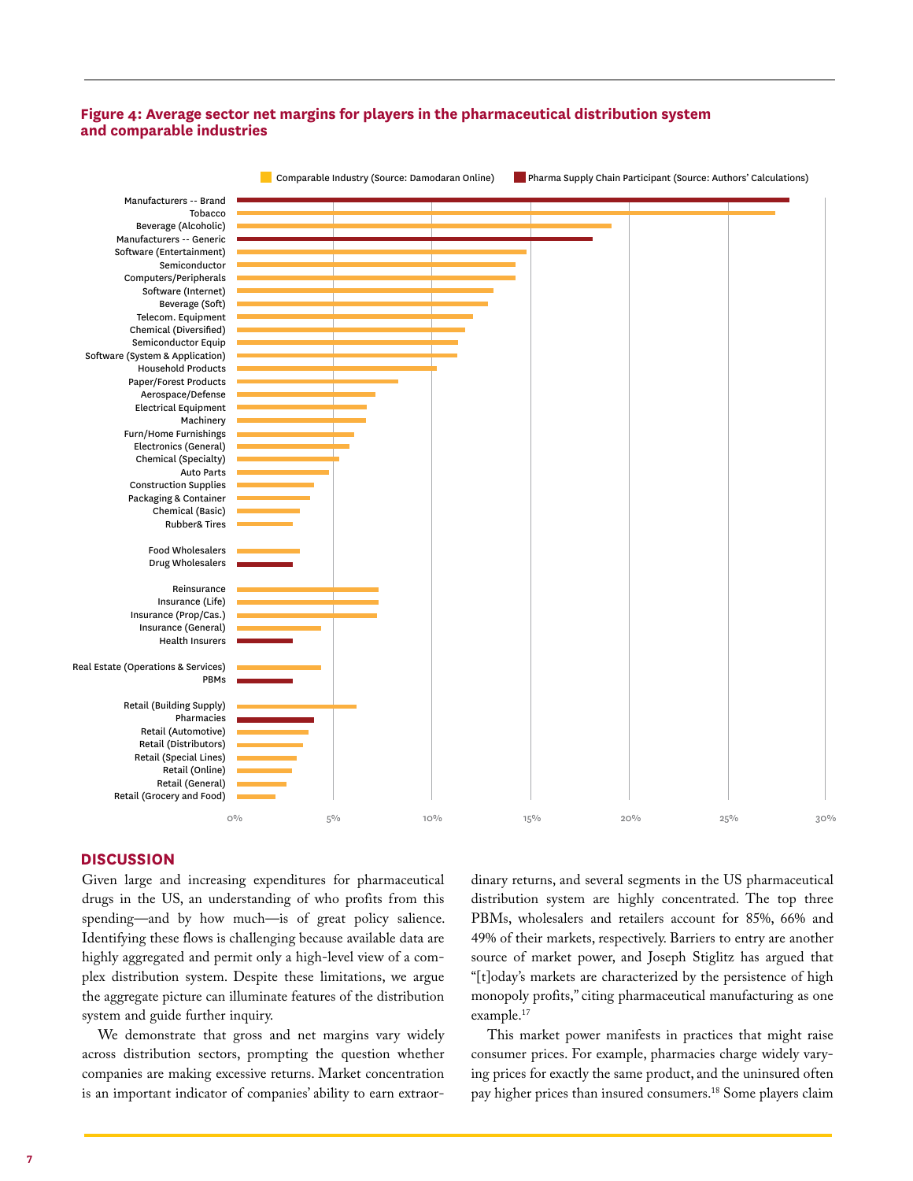**Figure 4: Average sector net margins for players in the pharmaceutical distribution system and comparable industries**

## DISCUSSION

Given large and increasing expenditures for pharmaceutical drugs in the US, an understanding of who profits from this spending—and by how much—is of great policy salience. Identifying these flows is challenging because available data are highly aggregated and permit only a high-level view of a complex distribution system. Despite these limitations, we argue the aggregate picture can illuminate features of the distribution system and guide further inquiry.

We demonstrate that gross and net margins vary widely across distribution sectors, prompting the question whether companies are making excessive returns. Market concentration is an important indicator of companies' ability to earn extraordinary returns, and several segments in the US pharmaceutical distribution system are highly concentrated. The top three PBMs, wholesalers and retailers account for 85%, 66% and 49% of their markets, respectively. Barriers to entry are another source of market power, and Joseph Stiglitz has argued that "[t]oday's markets are characterized by the persistence of high monopoly profits," citing pharmaceutical manufacturing as one example.[17]

This market power manifests in practices that might raise consumer prices. For example, pharmacies charge widely varying prices for exactly the same product, and the uninsured often pay higher prices than insured consumers.[18] Some players claim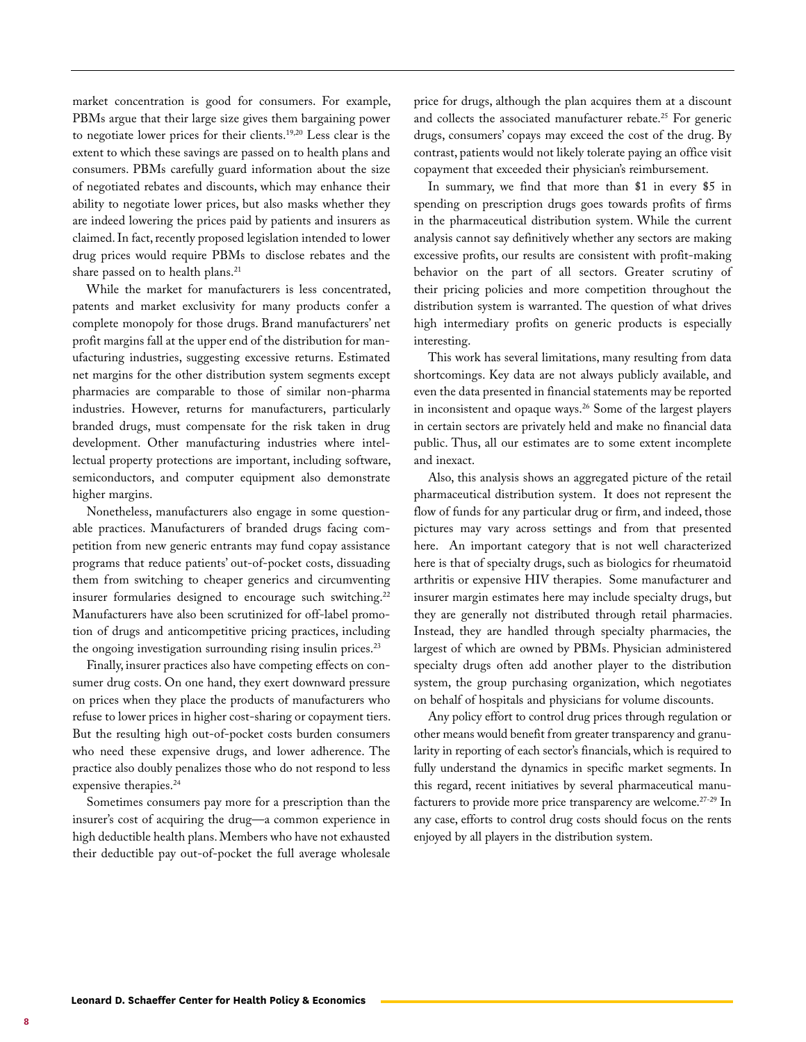market concentration is good for consumers. For example, PBMs argue that their large size gives them bargaining power to negotiate lower prices for their clients.[19,20] Less clear is the extent to which these savings are passed on to health plans and consumers. PBMs carefully guard information about the size of negotiated rebates and discounts, which may enhance their ability to negotiate lower prices, but also masks whether they are indeed lowering the prices paid by patients and insurers as claimed. In fact, recently proposed legislation intended to lower drug prices would require PBMs to disclose rebates and the share passed on to health plans.[21]

While the market for manufacturers is less concentrated, patents and market exclusivity for many products confer a complete monopoly for those drugs. Brand manufacturers' net profit margins fall at the upper end of the distribution for manufacturing industries, suggesting excessive returns. Estimated net margins for the other distribution system segments except pharmacies are comparable to those of similar non-pharma industries. However, returns for manufacturers, particularly branded drugs, must compensate for the risk taken in drug development. Other manufacturing industries where intellectual property protections are important, including software, semiconductors, and computer equipment also demonstrate higher margins.

Nonetheless, manufacturers also engage in some questionable practices. Manufacturers of branded drugs facing competition from new generic entrants may fund copay assistance programs that reduce patients' out-of-pocket costs, dissuading them from switching to cheaper generics and circumventing insurer formularies designed to encourage such switching.[22] Manufacturers have also been scrutinized for off-label promotion of drugs and anticompetitive pricing practices, including the ongoing investigation surrounding rising insulin prices.[23]

Finally, insurer practices also have competing effects on consumer drug costs. On one hand, they exert downward pressure on prices when they place the products of manufacturers who refuse to lower prices in higher cost-sharing or copayment tiers. But the resulting high out-of-pocket costs burden consumers who need these expensive drugs, and lower adherence. The practice also doubly penalizes those who do not respond to less expensive therapies.[24]

Sometimes consumers pay more for a prescription than the insurer's cost of acquiring the drug—a common experience in high deductible health plans. Members who have not exhausted their deductible pay out-of-pocket the full average wholesale price for drugs, although the plan acquires them at a discount and collects the associated manufacturer rebate.[25] For generic drugs, consumers' copays may exceed the cost of the drug. By contrast, patients would not likely tolerate paying an office visit copayment that exceeded their physician's reimbursement.

In summary, we find that more than $1 in every $5 in spending on prescription drugs goes towards profits of firms in the pharmaceutical distribution system. While the current analysis cannot say definitively whether any sectors are making excessive profits, our results are consistent with profit-making behavior on the part of all sectors. Greater scrutiny of their pricing policies and more competition throughout the distribution system is warranted. The question of what drives high intermediary profits on generic products is especially interesting.

This work has several limitations, many resulting from data shortcomings. Key data are not always publicly available, and even the data presented in financial statements may be reported in inconsistent and opaque ways.[26] Some of the largest players in certain sectors are privately held and make no financial data public. Thus, all our estimates are to some extent incomplete and inexact.

Also, this analysis shows an aggregated picture of the retail pharmaceutical distribution system. It does not represent the flow of funds for any particular drug or firm, and indeed, those pictures may vary across settings and from that presented here. An important category that is not well characterized here is that of specialty drugs, such as biologics for rheumatoid arthritis or expensive HIV therapies. Some manufacturer and insurer margin estimates here may include specialty drugs, but they are generally not distributed through retail pharmacies. Instead, they are handled through specialty pharmacies, the largest of which are owned by PBMs. Physician administered specialty drugs often add another player to the distribution system, the group purchasing organization, which negotiates on behalf of hospitals and physicians for volume discounts.

Any policy effort to control drug prices through regulation or other means would benefit from greater transparency and granularity in reporting of each sector's financials, which is required to fully understand the dynamics in specific market segments. In this regard, recent initiatives by several pharmaceutical manufacturers to provide more price transparency are welcome.[27-29] In any case, efforts to control drug costs should focus on the rents enjoyed by all players in the distribution system.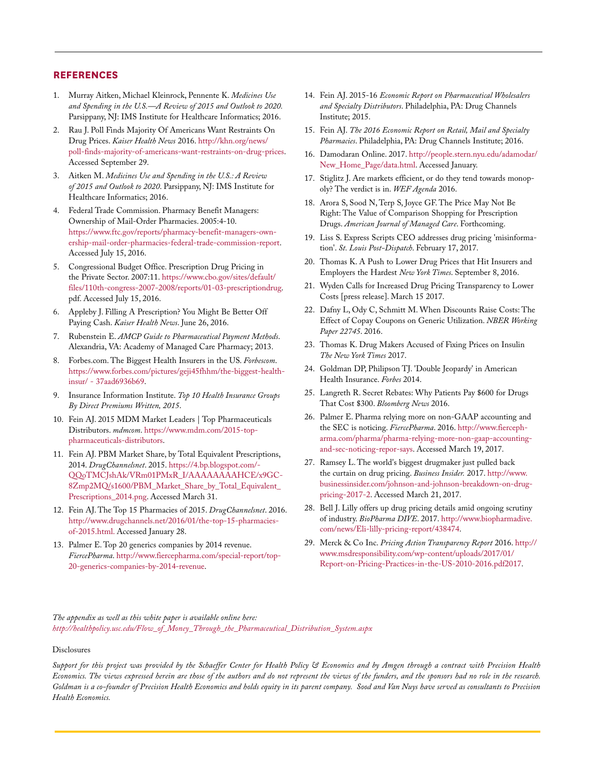## REFERENCES

1. Murray Aitken, Michael Kleinrock, Pennente K. *Medicines Use and Spending in the U.S.—A Review of 2015 and Outlook to 2020.* Parsippany, NJ: IMS Institute for Healthcare Informatics; 2016.
2. Rau J. Poll Finds Majority Of Americans Want Restraints On Drug Prices. *Kaiser Health News* 2016. http://khn.org/news/poll-finds-majority-of-americans-want-restraints-on-drug-prices. Accessed September 29.
3. Aitken M. *Medicines Use and Spending in the U.S.: A Review of 2015 and Outlook to 2020*. Parsippany, NJ: IMS Institute for Healthcare Informatics; 2016.
4. Federal Trade Commission. Pharmacy Benefit Managers: Ownership of Mail-Order Pharmacies. 2005:4-10. https://www.ftc.gov/reports/pharmacy-benefit-managers-ownership-mail-order-pharmacies-federal-trade-commission-report. Accessed July 15, 2016.
5. Congressional Budget Office. Prescription Drug Pricing in the Private Sector. 2007:11. https://www.cbo.gov/sites/default/files/110th-congress-2007-2008/reports/01-03-prescriptiondrug.pdf. Accessed July 15, 2016.
6. Appleby J. Filling A Prescription? You Might Be Better Off Paying Cash. *Kaiser Health News*. June 26, 2016.
7. Rubenstein E. *AMCP Guide to Pharmaceutical Payment Methods*. Alexandria, VA: Academy of Managed Care Pharmacy; 2013.
8. Forbes.com. The Biggest Health Insurers in the US. *Forbescom*. https://www.forbes.com/pictures/geji45fhhm/the-biggest-health-insur/ - 37aad6936b69.
9. Insurance Information Institute. *Top 10 Health Insurance Groups By Direct Premiums Written, 2015*.
10. Fein AJ. 2015 MDM Market Leaders | Top Pharmaceuticals Distributors. *mdmcom*. https://www.mdm.com/2015-top-pharmaceuticals-distributors.
11. Fein AJ. PBM Market Share, by Total Equivalent Prescriptions, 2014. *DrugChannelsnet*. 2015. https://4.bp.blogspot.com/-QQoTMCJshAk/VRm01PMxR_I/AAAAAAAAHCE/x9GC-8Zmp2MQ/s1600/PBM_Market_Share_by_Total_Equivalent_Prescriptions_2014.png. Accessed March 31.
12. Fein AJ. The Top 15 Pharmacies of 2015. *DrugChannelsnet*. 2016. http://www.drugchannels.net/2016/01/the-top-15-pharmacies-of-2015.html. Accessed January 28.
13. Palmer E. Top 20 generics companies by 2014 revenue. *FiercePharma*. http://www.fiercepharma.com/special-report/top-20-generics-companies-by-2014-revenue.
14. Fein AJ. 2015-16 *Economic Report on Pharmaceutical Wholesalers and Specialty Distributors*. Philadelphia, PA: Drug Channels Institute; 2015.
15. Fein AJ. *The 2016 Economic Report on Retail, Mail and Specialty Pharmacies*. Philadelphia, PA: Drug Channels Institute; 2016.
16. Damodaran Online. 2017. http://people.stern.nyu.edu/adamodar/New_Home_Page/data.html. Accessed January.
17. Stiglitz J. Are markets efficient, or do they tend towards monopoly? The verdict is in. *WEF Agenda* 2016.
18. Arora S, Sood N, Terp S, Joyce GF. The Price May Not Be Right: The Value of Comparison Shopping for Prescription Drugs. *American Journal of Managed Care*. Forthcoming.
19. Liss S. Express Scripts CEO addresses drug pricing 'misinformation'. *St. Louis Post-Dispatch*. February 17, 2017.
20. Thomas K. A Push to Lower Drug Prices that Hit Insurers and Employers the Hardest *New York Times*. September 8, 2016.
21. Wyden Calls for Increased Drug Pricing Transparency to Lower Costs [press release]. March 15 2017.
22. Dafny L, Ody C, Schmitt M. When Discounts Raise Costs: The Effect of Copay Coupons on Generic Utilization. *NBER Working Paper 22745*. 2016.
23. Thomas K. Drug Makers Accused of Fixing Prices on Insulin *The New York Times* 2017.
24. Goldman DP, Philipson TJ. 'Double Jeopardy' in American Health Insurance. *Forbes* 2014.
25. Langreth R. Secret Rebates: Why Patients Pay $600 for Drugs That Cost $300. *Bloomberg News* 2016.
26. Palmer E. Pharma relying more on non-GAAP accounting and the SEC is noticing. *FiercePharma*. 2016. http://www.fiercepharma.com/pharma/pharma-relying-more-non-gaap-accounting-and-sec-noticing-repor-says. Accessed March 19, 2017.
27. Ramsey L. The world's biggest drugmaker just pulled back the curtain on drug pricing. *Business Insider.* 2017. http://www.businessinsider.com/johnson-and-johnson-breakdown-on-drug-pricing-2017-2. Accessed March 21, 2017.
28. Bell J. Lilly offers up drug pricing details amid ongoing scrutiny of industry. *BioPharma DIVE*. 2017. http://www.biopharmadive.com/news/Eli-lilly-pricing-report/438474.
29. Merck & Co Inc. *Pricing Action Transparency Report* 2016. http://www.msdresponsibility.com/wp-content/uploads/2017/01/Report-on-Pricing-Practices-in-the-US-2010-2016.pdf2017.

*The appendix as well as this white paper is available online here: http://healthpolicy.usc.edu/Flow_of_Money_Through_the_Pharmaceutical_Distribution_System.aspx*

Disclosures

*Support for this project was provided by the Schaeffer Center for Health Policy & Economics and by Amgen through a contract with Precision Health Economics. The views expressed herein are those of the authors and do not represent the views of the funders, and the sponsors had no role in the research. Goldman is a co-founder of Precision Health Economics and holds equity in its parent company. Sood and Van Nuys have served as consultants to Precision Health Economics.*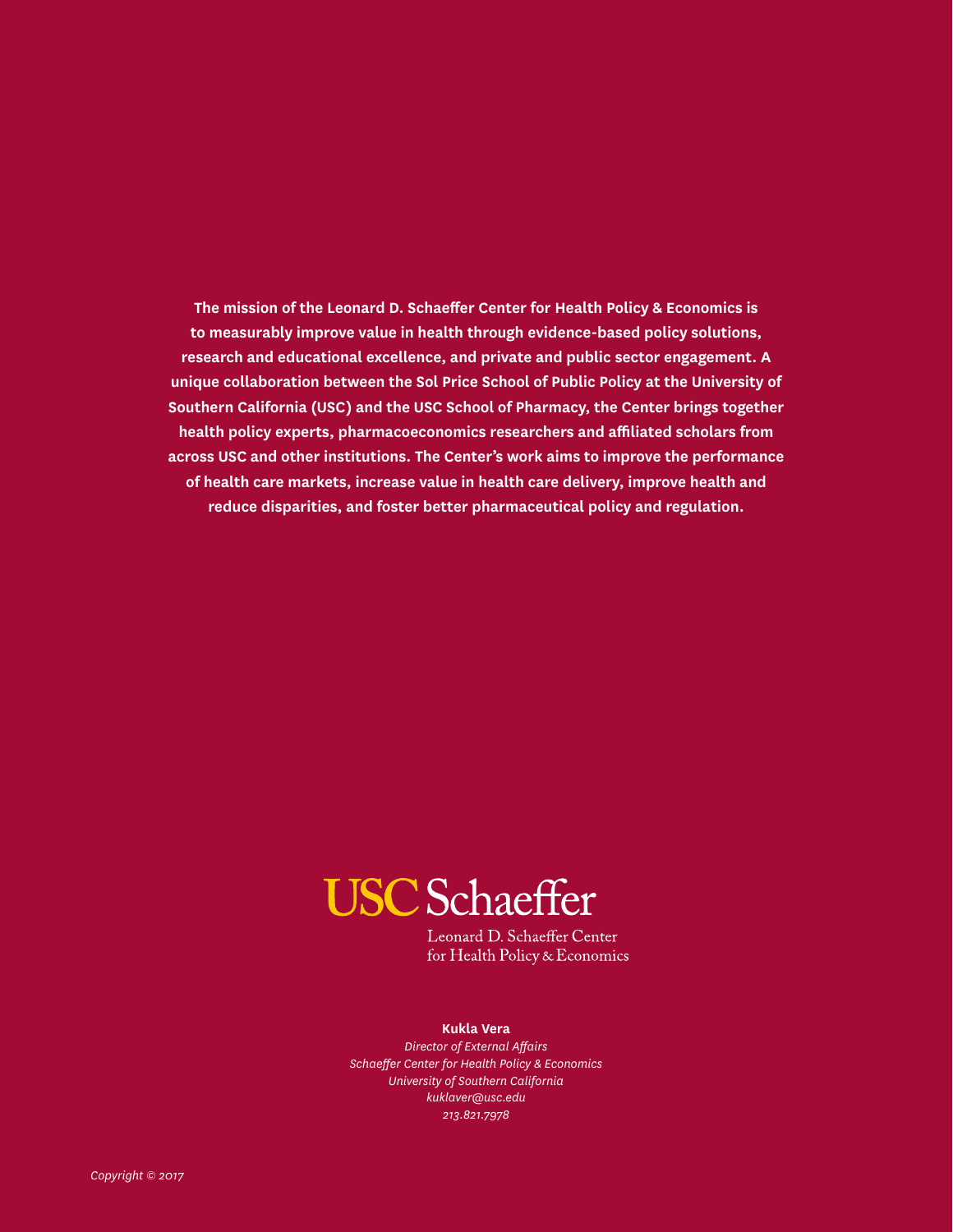**The mission of the Leonard D. Schaeffer Center for Health Policy & Economics is to measurably improve value in health through evidence-based policy solutions, research and educational excellence, and private and public sector engagement. A unique collaboration between the Sol Price School of Public Policy at the University of Southern California (USC) and the USC School of Pharmacy, the Center brings together health policy experts, pharmacoeconomics researchers and affiliated scholars from across USC and other institutions. The Center's work aims to improve the performance of health care markets, increase value in health care delivery, improve health and reduce disparities, and foster better pharmaceutical policy and regulation.**

USC Schaeffer

Leonard D. Schaeffer Center
for Health Policy & Economics

**Kukla Vera**
*Director of External Affairs*
*Schaeffer Center for Health Policy & Economics*
*University of Southern California*
*kuklaver@usc.edu*
*213.821.7978*

*Copyright © 2017*